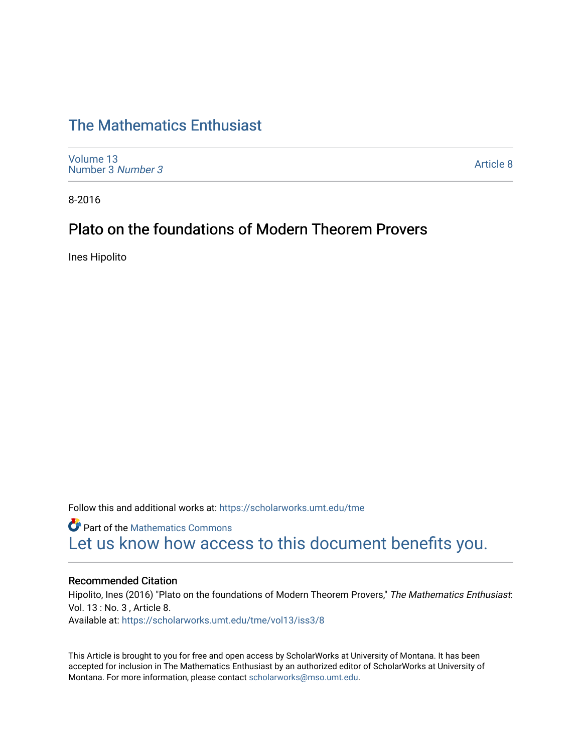# The Mathematics Enthusiast

Volume 13
Number 3 *Number 3*

Article 8

8-2016

## Plato on the foundations of Modern Theorem Provers

Ines Hipolito

Follow this and additional works at: https://scholarworks.umt.edu/tme

Part of the Mathematics Commons
Let us know how access to this document benefits you.

### Recommended Citation

Hipolito, Ines (2016) "Plato on the foundations of Modern Theorem Provers," *The Mathematics Enthusiast*: Vol. 13 : No. 3 , Article 8.
Available at: https://scholarworks.umt.edu/tme/vol13/iss3/8

This Article is brought to you for free and open access by ScholarWorks at University of Montana. It has been accepted for inclusion in The Mathematics Enthusiast by an authorized editor of ScholarWorks at University of Montana. For more information, please contact scholarworks@mso.umt.edu.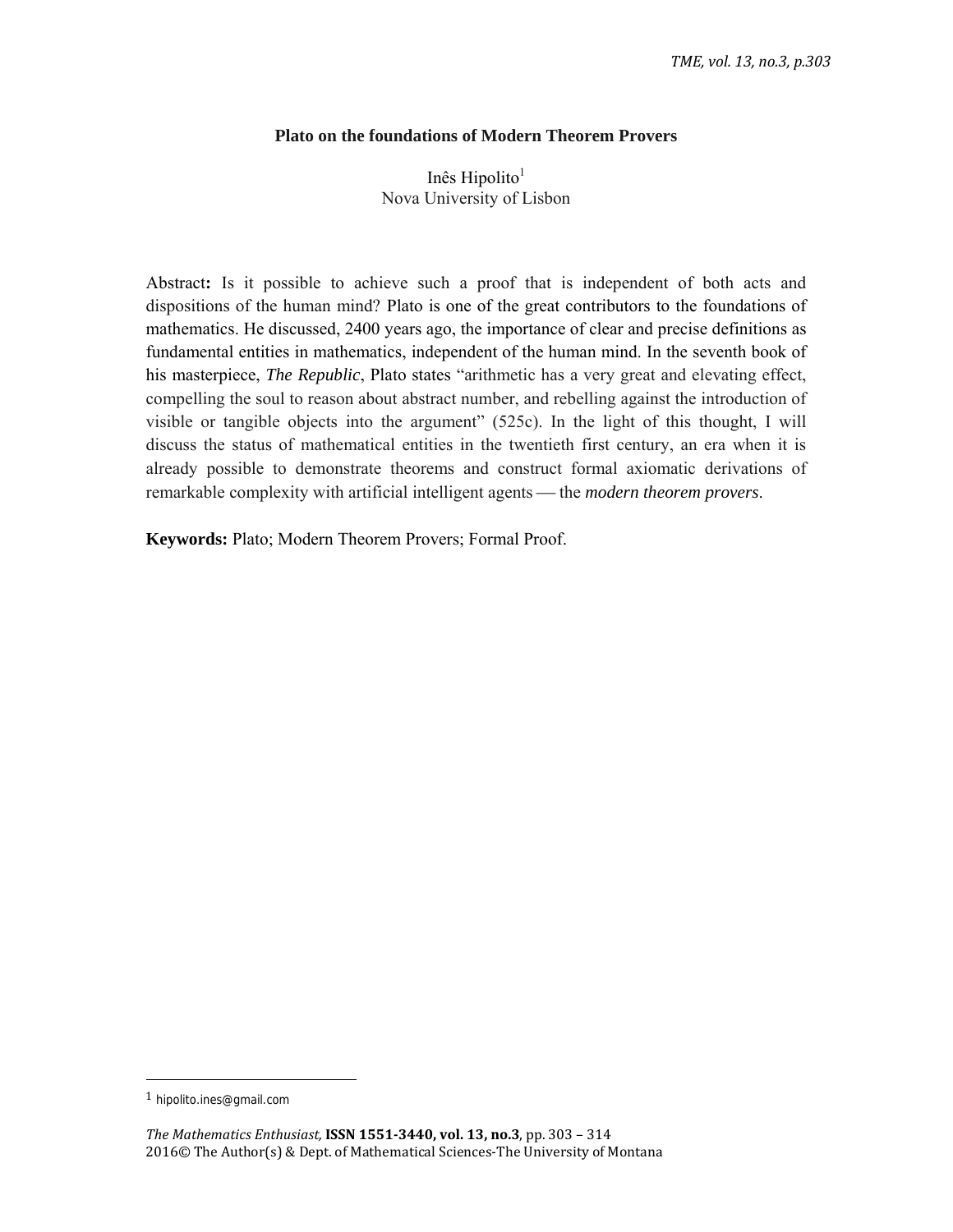**Plato on the foundations of Modern Theorem Provers**

Inês Hipolito[1]
Nova University of Lisbon

Abstract**:** Is it possible to achieve such a proof that is independent of both acts and dispositions of the human mind? Plato is one of the great contributors to the foundations of mathematics. He discussed, 2400 years ago, the importance of clear and precise definitions as fundamental entities in mathematics, independent of the human mind. In the seventh book of his masterpiece, *The Republic*, Plato states "arithmetic has a very great and elevating effect, compelling the soul to reason about abstract number, and rebelling against the introduction of visible or tangible objects into the argument" (525c). In the light of this thought, I will discuss the status of mathematical entities in the twentieth first century, an era when it is already possible to demonstrate theorems and construct formal axiomatic derivations of remarkable complexity with artificial intelligent agents — the *modern theorem provers*.

**Keywords:** Plato; Modern Theorem Provers; Formal Proof.

[1] hipolito.ines@gmail.com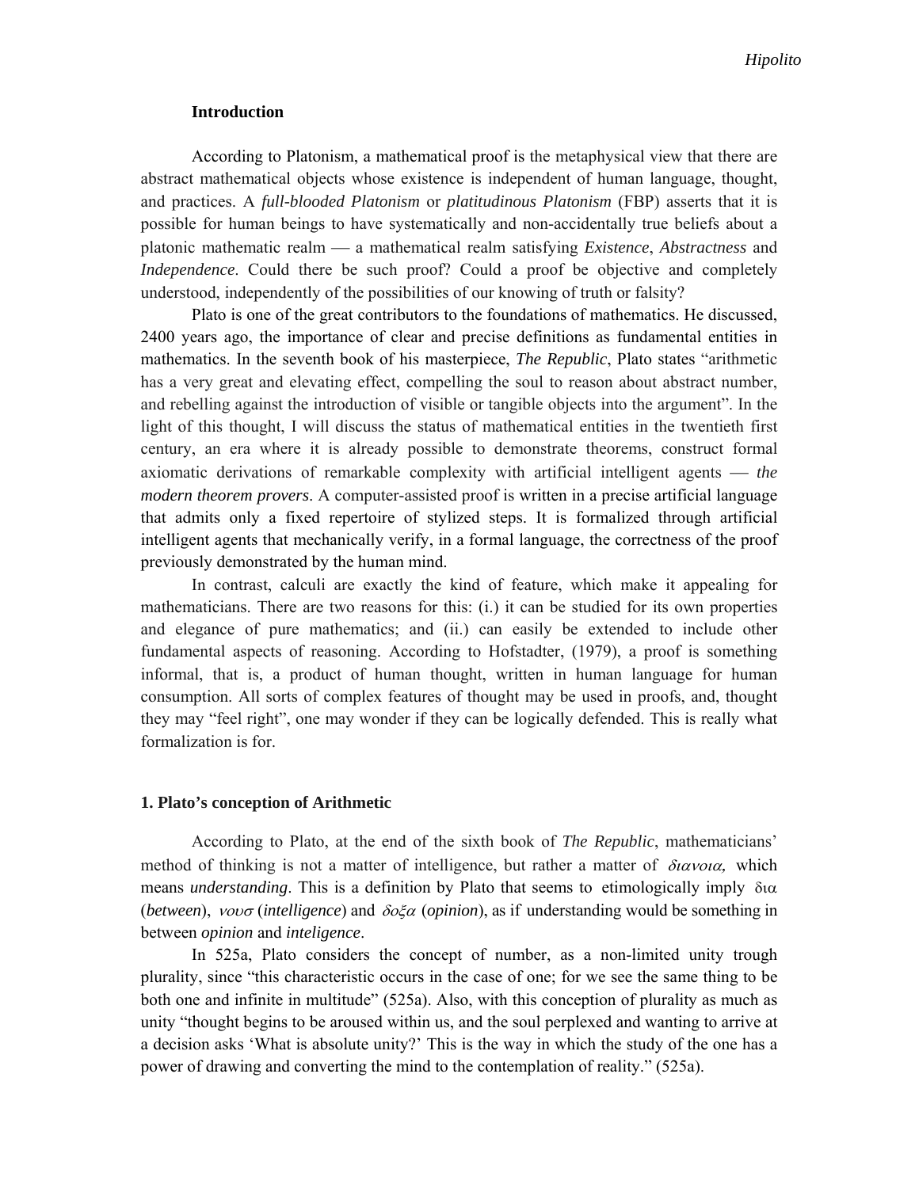## Introduction

According to Platonism, a mathematical proof is the metaphysical view that there are abstract mathematical objects whose existence is independent of human language, thought, and practices. A *full-blooded Platonism* or *platitudinous Platonism* (FBP) asserts that it is possible for human beings to have systematically and non-accidentally true beliefs about a platonic mathematic realm — a mathematical realm satisfying *Existence*, *Abstractness* and *Independence*. Could there be such proof? Could a proof be objective and completely understood, independently of the possibilities of our knowing of truth or falsity?

Plato is one of the great contributors to the foundations of mathematics. He discussed, 2400 years ago, the importance of clear and precise definitions as fundamental entities in mathematics. In the seventh book of his masterpiece, *The Republic*, Plato states "arithmetic has a very great and elevating effect, compelling the soul to reason about abstract number, and rebelling against the introduction of visible or tangible objects into the argument". In the light of this thought, I will discuss the status of mathematical entities in the twentieth first century, an era where it is already possible to demonstrate theorems, construct formal axiomatic derivations of remarkable complexity with artificial intelligent agents — *the modern theorem provers*. A computer-assisted proof is written in a precise artificial language that admits only a fixed repertoire of stylized steps. It is formalized through artificial intelligent agents that mechanically verify, in a formal language, the correctness of the proof previously demonstrated by the human mind.

In contrast, calculi are exactly the kind of feature, which make it appealing for mathematicians. There are two reasons for this: (i.) it can be studied for its own properties and elegance of pure mathematics; and (ii.) can easily be extended to include other fundamental aspects of reasoning. According to Hofstadter, (1979), a proof is something informal, that is, a product of human thought, written in human language for human consumption. All sorts of complex features of thought may be used in proofs, and, thought they may "feel right", one may wonder if they can be logically defended. This is really what formalization is for.

## 1. Plato's conception of Arithmetic

According to Plato, at the end of the sixth book of *The Republic*, mathematicians' method of thinking is not a matter of intelligence, but rather a matter of *διανοια,* which means *understanding*. This is a definition by Plato that seems to etimologically imply δια (*between*), *νουσ* (*intelligence*) and *δοξα* (*opinion*), as if understanding would be something in between *opinion* and *inteligence*.

In 525a, Plato considers the concept of number, as a non-limited unity trough plurality, since "this characteristic occurs in the case of one; for we see the same thing to be both one and infinite in multitude" (525a). Also, with this conception of plurality as much as unity "thought begins to be aroused within us, and the soul perplexed and wanting to arrive at a decision asks 'What is absolute unity?' This is the way in which the study of the one has a power of drawing and converting the mind to the contemplation of reality." (525a).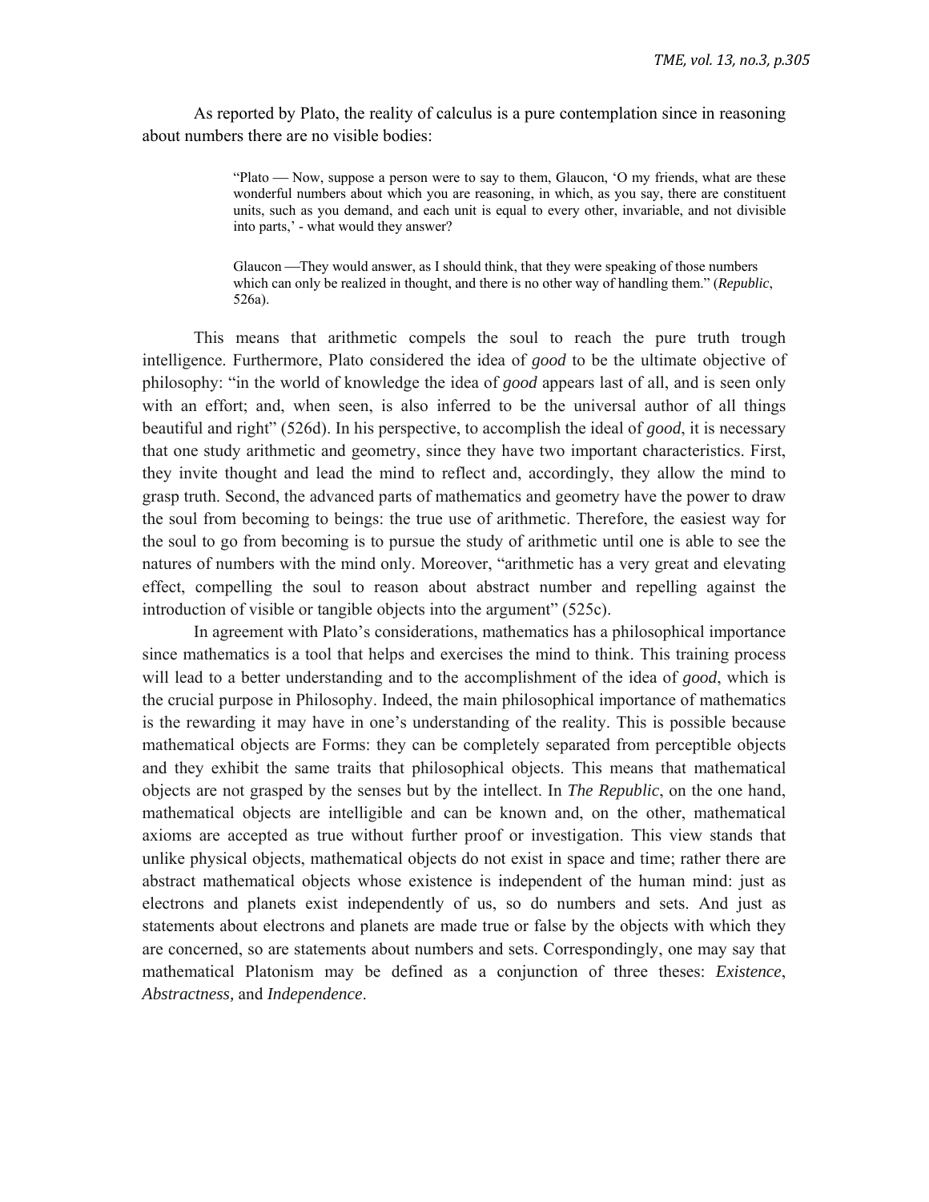As reported by Plato, the reality of calculus is a pure contemplation since in reasoning about numbers there are no visible bodies:

> "Plato — Now, suppose a person were to say to them, Glaucon, 'O my friends, what are these wonderful numbers about which you are reasoning, in which, as you say, there are constituent units, such as you demand, and each unit is equal to every other, invariable, and not divisible into parts,' - what would they answer?
>
> Glaucon —They would answer, as I should think, that they were speaking of those numbers which can only be realized in thought, and there is no other way of handling them." (*Republic*, 526a).

This means that arithmetic compels the soul to reach the pure truth trough intelligence. Furthermore, Plato considered the idea of *good* to be the ultimate objective of philosophy: "in the world of knowledge the idea of *good* appears last of all, and is seen only with an effort; and, when seen, is also inferred to be the universal author of all things beautiful and right" (526d). In his perspective, to accomplish the ideal of *good*, it is necessary that one study arithmetic and geometry, since they have two important characteristics. First, they invite thought and lead the mind to reflect and, accordingly, they allow the mind to grasp truth. Second, the advanced parts of mathematics and geometry have the power to draw the soul from becoming to beings: the true use of arithmetic. Therefore, the easiest way for the soul to go from becoming is to pursue the study of arithmetic until one is able to see the natures of numbers with the mind only. Moreover, "arithmetic has a very great and elevating effect, compelling the soul to reason about abstract number and repelling against the introduction of visible or tangible objects into the argument" (525c).

In agreement with Plato's considerations, mathematics has a philosophical importance since mathematics is a tool that helps and exercises the mind to think. This training process will lead to a better understanding and to the accomplishment of the idea of *good*, which is the crucial purpose in Philosophy. Indeed, the main philosophical importance of mathematics is the rewarding it may have in one's understanding of the reality. This is possible because mathematical objects are Forms: they can be completely separated from perceptible objects and they exhibit the same traits that philosophical objects. This means that mathematical objects are not grasped by the senses but by the intellect. In *The Republic*, on the one hand, mathematical objects are intelligible and can be known and, on the other, mathematical axioms are accepted as true without further proof or investigation. This view stands that unlike physical objects, mathematical objects do not exist in space and time; rather there are abstract mathematical objects whose existence is independent of the human mind: just as electrons and planets exist independently of us, so do numbers and sets. And just as statements about electrons and planets are made true or false by the objects with which they are concerned, so are statements about numbers and sets. Correspondingly, one may say that mathematical Platonism may be defined as a conjunction of three theses: *Existence*, *Abstractness,* and *Independence*.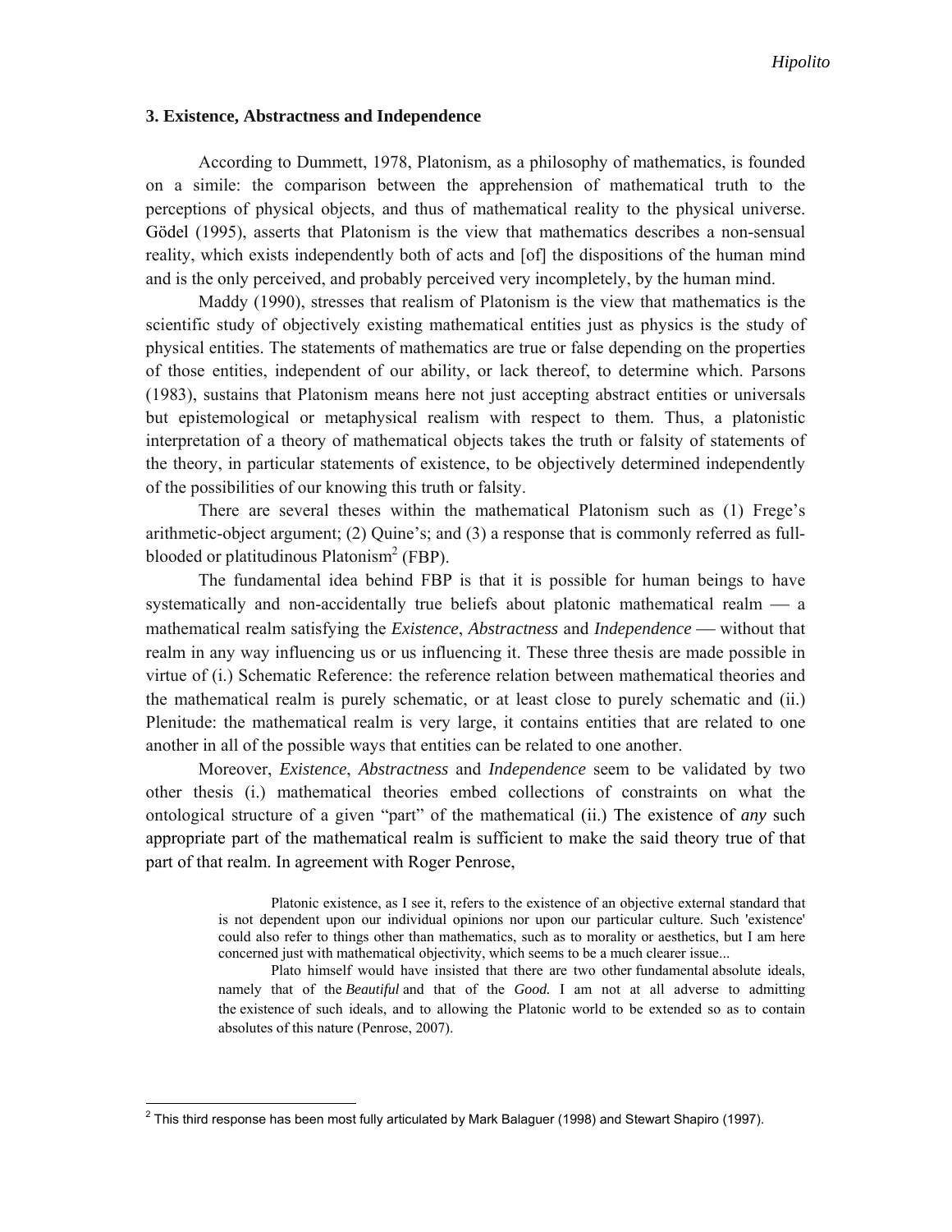### 3. Existence, Abstractness and Independence

According to Dummett, 1978, Platonism, as a philosophy of mathematics, is founded on a simile: the comparison between the apprehension of mathematical truth to the perceptions of physical objects, and thus of mathematical reality to the physical universe. Gödel (1995), asserts that Platonism is the view that mathematics describes a non-sensual reality, which exists independently both of acts and [of] the dispositions of the human mind and is the only perceived, and probably perceived very incompletely, by the human mind.

Maddy (1990), stresses that realism of Platonism is the view that mathematics is the scientific study of objectively existing mathematical entities just as physics is the study of physical entities. The statements of mathematics are true or false depending on the properties of those entities, independent of our ability, or lack thereof, to determine which. Parsons (1983), sustains that Platonism means here not just accepting abstract entities or universals but epistemological or metaphysical realism with respect to them. Thus, a platonistic interpretation of a theory of mathematical objects takes the truth or falsity of statements of the theory, in particular statements of existence, to be objectively determined independently of the possibilities of our knowing this truth or falsity.

There are several theses within the mathematical Platonism such as (1) Frege's arithmetic-object argument; (2) Quine's; and (3) a response that is commonly referred as full-blooded or platitudinous Platonism[2] (FBP).

The fundamental idea behind FBP is that it is possible for human beings to have systematically and non-accidentally true beliefs about platonic mathematical realm — a mathematical realm satisfying the *Existence*, *Abstractness* and *Independence* — without that realm in any way influencing us or us influencing it. These three thesis are made possible in virtue of (i.) Schematic Reference: the reference relation between mathematical theories and the mathematical realm is purely schematic, or at least close to purely schematic and (ii.) Plenitude: the mathematical realm is very large, it contains entities that are related to one another in all of the possible ways that entities can be related to one another.

Moreover, *Existence*, *Abstractness* and *Independence* seem to be validated by two other thesis (i.) mathematical theories embed collections of constraints on what the ontological structure of a given "part" of the mathematical (ii.) The existence of *any* such appropriate part of the mathematical realm is sufficient to make the said theory true of that part of that realm. In agreement with Roger Penrose,

> Platonic existence, as I see it, refers to the existence of an objective external standard that is not dependent upon our individual opinions nor upon our particular culture. Such 'existence' could also refer to things other than mathematics, such as to morality or aesthetics, but I am here concerned just with mathematical objectivity, which seems to be a much clearer issue...
>
> Plato himself would have insisted that there are two other fundamental absolute ideals, namely that of the *Beautiful* and that of the *Good.* I am not at all adverse to admitting the existence of such ideals, and to allowing the Platonic world to be extended so as to contain absolutes of this nature (Penrose, 2007).

---

[2] This third response has been most fully articulated by Mark Balaguer (1998) and Stewart Shapiro (1997).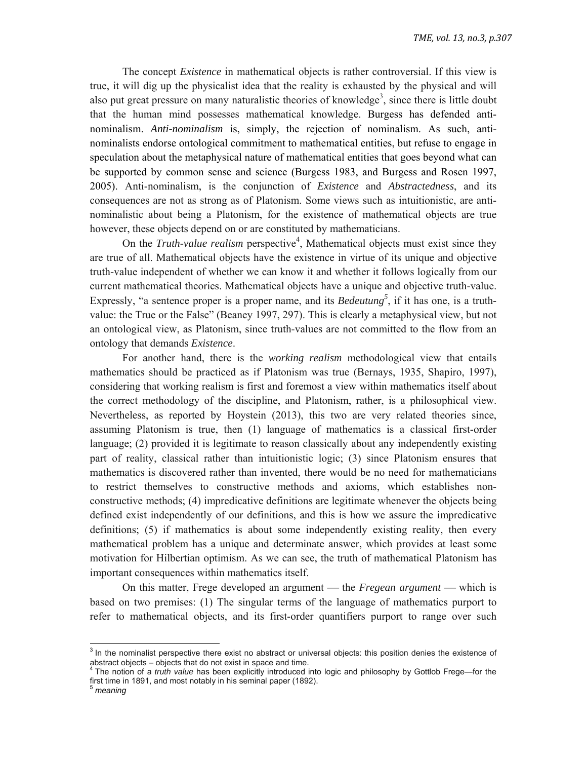The concept *Existence* in mathematical objects is rather controversial. If this view is true, it will dig up the physicalist idea that the reality is exhausted by the physical and will also put great pressure on many naturalistic theories of knowledge[3], since there is little doubt that the human mind possesses mathematical knowledge. Burgess has defended anti-nominalism. *Anti-nominalism* is, simply, the rejection of nominalism. As such, anti-nominalists endorse ontological commitment to mathematical entities, but refuse to engage in speculation about the metaphysical nature of mathematical entities that goes beyond what can be supported by common sense and science (Burgess 1983, and Burgess and Rosen 1997, 2005). Anti-nominalism, is the conjunction of *Existence* and *Abstractedness*, and its consequences are not as strong as of Platonism. Some views such as intuitionistic, are anti-nominalistic about being a Platonism, for the existence of mathematical objects are true however, these objects depend on or are constituted by mathematicians.

On the *Truth-value realism* perspective[4], Mathematical objects must exist since they are true of all. Mathematical objects have the existence in virtue of its unique and objective truth-value independent of whether we can know it and whether it follows logically from our current mathematical theories. Mathematical objects have a unique and objective truth-value. Expressly, "a sentence proper is a proper name, and its *Bedeutung*[5], if it has one, is a truth-value: the True or the False" (Beaney 1997, 297). This is clearly a metaphysical view, but not an ontological view, as Platonism, since truth-values are not committed to the flow from an ontology that demands *Existence*.

For another hand, there is the *working realism* methodological view that entails mathematics should be practiced as if Platonism was true (Bernays, 1935, Shapiro, 1997), considering that working realism is first and foremost a view within mathematics itself about the correct methodology of the discipline, and Platonism, rather, is a philosophical view. Nevertheless, as reported by Hoystein (2013), this two are very related theories since, assuming Platonism is true, then (1) language of mathematics is a classical first-order language; (2) provided it is legitimate to reason classically about any independently existing part of reality, classical rather than intuitionistic logic; (3) since Platonism ensures that mathematics is discovered rather than invented, there would be no need for mathematicians to restrict themselves to constructive methods and axioms, which establishes non-constructive methods; (4) impredicative definitions are legitimate whenever the objects being defined exist independently of our definitions, and this is how we assure the impredicative definitions; (5) if mathematics is about some independently existing reality, then every mathematical problem has a unique and determinate answer, which provides at least some motivation for Hilbertian optimism. As we can see, the truth of mathematical Platonism has important consequences within mathematics itself.

On this matter, Frege developed an argument — the *Fregean argument* — which is based on two premises: (1) The singular terms of the language of mathematics purport to refer to mathematical objects, and its first-order quantifiers purport to range over such

---

[3] In the nominalist perspective there exist no abstract or universal objects: this position denies the existence of abstract objects – objects that do not exist in space and time.

[4] The notion of a *truth value* has been explicitly introduced into logic and philosophy by Gottlob Frege—for the first time in 1891, and most notably in his seminal paper (1892).

[5] *meaning*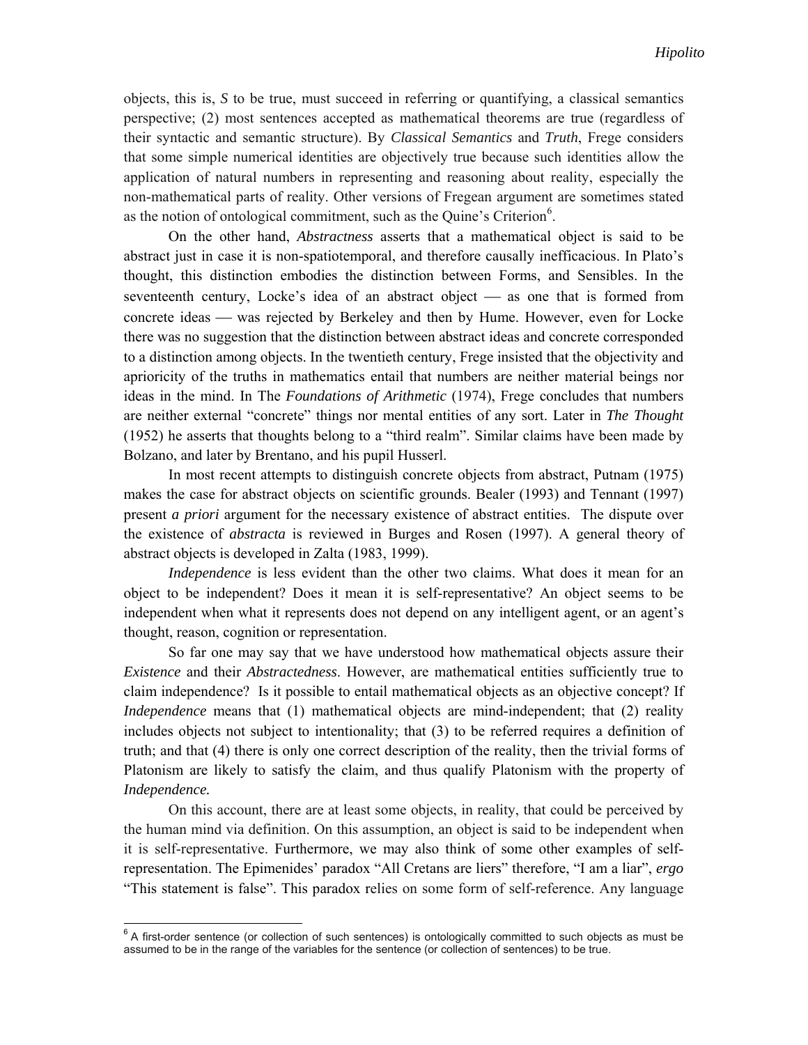objects, this is, *S* to be true, must succeed in referring or quantifying, a classical semantics perspective; (2) most sentences accepted as mathematical theorems are true (regardless of their syntactic and semantic structure). By *Classical Semantics* and *Truth*, Frege considers that some simple numerical identities are objectively true because such identities allow the application of natural numbers in representing and reasoning about reality, especially the non-mathematical parts of reality. Other versions of Fregean argument are sometimes stated as the notion of ontological commitment, such as the Quine's Criterion[6].

On the other hand, *Abstractness* asserts that a mathematical object is said to be abstract just in case it is non-spatiotemporal, and therefore causally inefficacious. In Plato's thought, this distinction embodies the distinction between Forms, and Sensibles. In the seventeenth century, Locke's idea of an abstract object — as one that is formed from concrete ideas — was rejected by Berkeley and then by Hume. However, even for Locke there was no suggestion that the distinction between abstract ideas and concrete corresponded to a distinction among objects. In the twentieth century, Frege insisted that the objectivity and aprioricity of the truths in mathematics entail that numbers are neither material beings nor ideas in the mind. In The *Foundations of Arithmetic* (1974), Frege concludes that numbers are neither external "concrete" things nor mental entities of any sort. Later in *The Thought* (1952) he asserts that thoughts belong to a "third realm". Similar claims have been made by Bolzano, and later by Brentano, and his pupil Husserl.

In most recent attempts to distinguish concrete objects from abstract, Putnam (1975) makes the case for abstract objects on scientific grounds. Bealer (1993) and Tennant (1997) present *a priori* argument for the necessary existence of abstract entities. The dispute over the existence of *abstracta* is reviewed in Burges and Rosen (1997). A general theory of abstract objects is developed in Zalta (1983, 1999).

*Independence* is less evident than the other two claims. What does it mean for an object to be independent? Does it mean it is self-representative? An object seems to be independent when what it represents does not depend on any intelligent agent, or an agent's thought, reason, cognition or representation.

So far one may say that we have understood how mathematical objects assure their *Existence* and their *Abstractedness*. However, are mathematical entities sufficiently true to claim independence? Is it possible to entail mathematical objects as an objective concept? If *Independence* means that (1) mathematical objects are mind-independent; that (2) reality includes objects not subject to intentionality; that (3) to be referred requires a definition of truth; and that (4) there is only one correct description of the reality, then the trivial forms of Platonism are likely to satisfy the claim, and thus qualify Platonism with the property of ***Independence.***

On this account, there are at least some objects, in reality, that could be perceived by the human mind via definition. On this assumption, an object is said to be independent when it is self-representative. Furthermore, we may also think of some other examples of self-representation. The Epimenides' paradox "All Cretans are liers" therefore, "I am a liar", *ergo* "This statement is false". This paradox relies on some form of self-reference. Any language

[6] A first-order sentence (or collection of such sentences) is ontologically committed to such objects as must be assumed to be in the range of the variables for the sentence (or collection of sentences) to be true.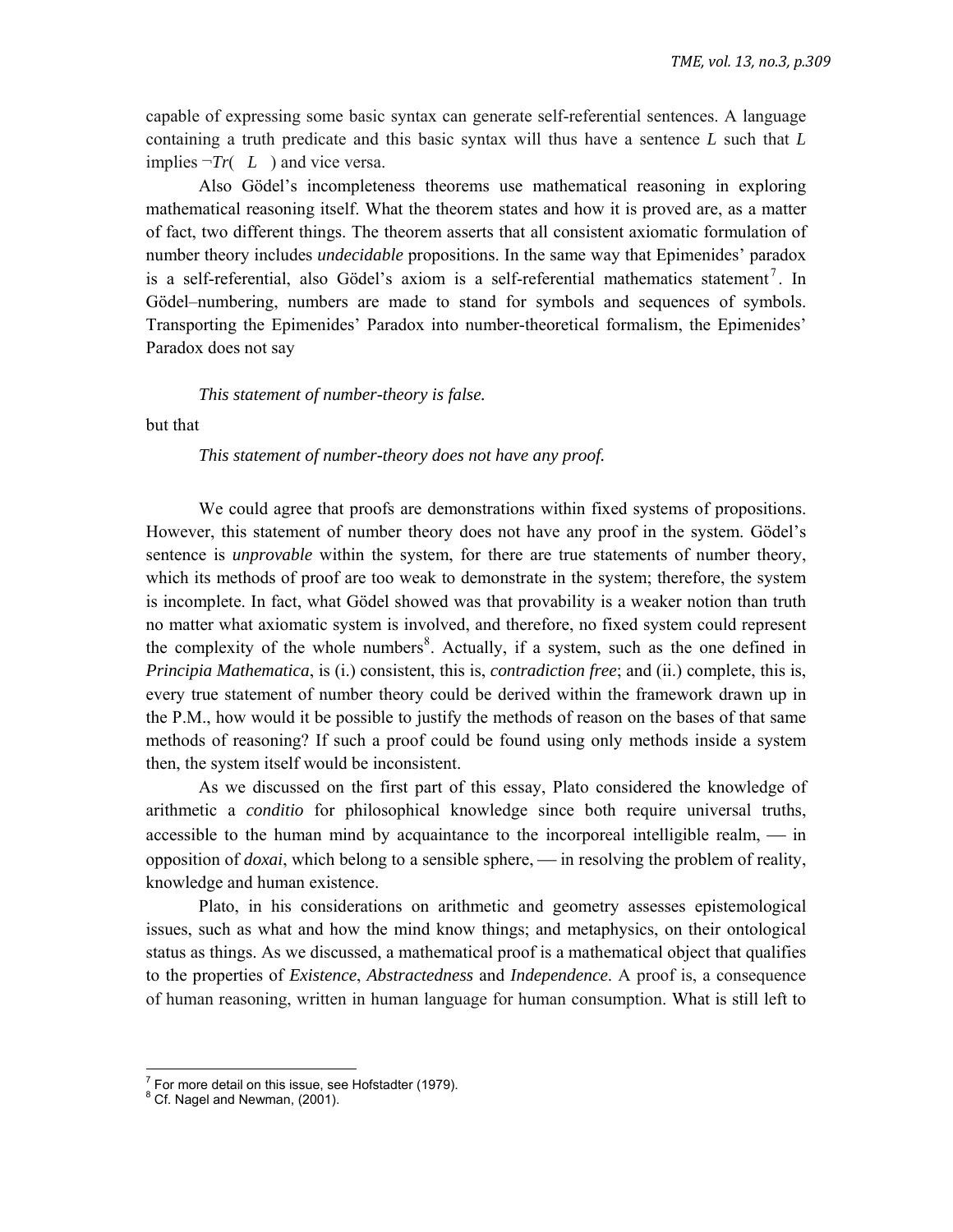capable of expressing some basic syntax can generate self-referential sentences. A language containing a truth predicate and this basic syntax will thus have a sentence $L$ such that $L$ implies $\neg Tr(\ \ L\ \ )$ and vice versa.

Also Gödel's incompleteness theorems use mathematical reasoning in exploring mathematical reasoning itself. What the theorem states and how it is proved are, as a matter of fact, two different things. The theorem asserts that all consistent axiomatic formulation of number theory includes *undecidable* propositions. In the same way that Epimenides' paradox is a self-referential, also Gödel's axiom is a self-referential mathematics statement[7]. In Gödel–numbering, numbers are made to stand for symbols and sequences of symbols. Transporting the Epimenides' Paradox into number-theoretical formalism, the Epimenides' Paradox does not say

*This statement of number-theory is false.*

but that

*This statement of number-theory does not have any proof.*

We could agree that proofs are demonstrations within fixed systems of propositions. However, this statement of number theory does not have any proof in the system. Gödel's sentence is *unprovable* within the system, for there are true statements of number theory, which its methods of proof are too weak to demonstrate in the system; therefore, the system is incomplete. In fact, what Gödel showed was that provability is a weaker notion than truth no matter what axiomatic system is involved, and therefore, no fixed system could represent the complexity of the whole numbers[8]. Actually, if a system, such as the one defined in *Principia Mathematica*, is (i.) consistent, this is, *contradiction free*; and (ii.) complete, this is, every true statement of number theory could be derived within the framework drawn up in the P.M., how would it be possible to justify the methods of reason on the bases of that same methods of reasoning? If such a proof could be found using only methods inside a system then, the system itself would be inconsistent.

As we discussed on the first part of this essay, Plato considered the knowledge of arithmetic a *conditio* for philosophical knowledge since both require universal truths, accessible to the human mind by acquaintance to the incorporeal intelligible realm, — in opposition of *doxai*, which belong to a sensible sphere, — in resolving the problem of reality, knowledge and human existence.

Plato, in his considerations on arithmetic and geometry assesses epistemological issues, such as what and how the mind know things; and metaphysics, on their ontological status as things. As we discussed, a mathematical proof is a mathematical object that qualifies to the properties of *Existence*, *Abstractedness* and *Independence*. A proof is, a consequence of human reasoning, written in human language for human consumption. What is still left to

[7] For more detail on this issue, see Hofstadter (1979).

[8] Cf. Nagel and Newman, (2001).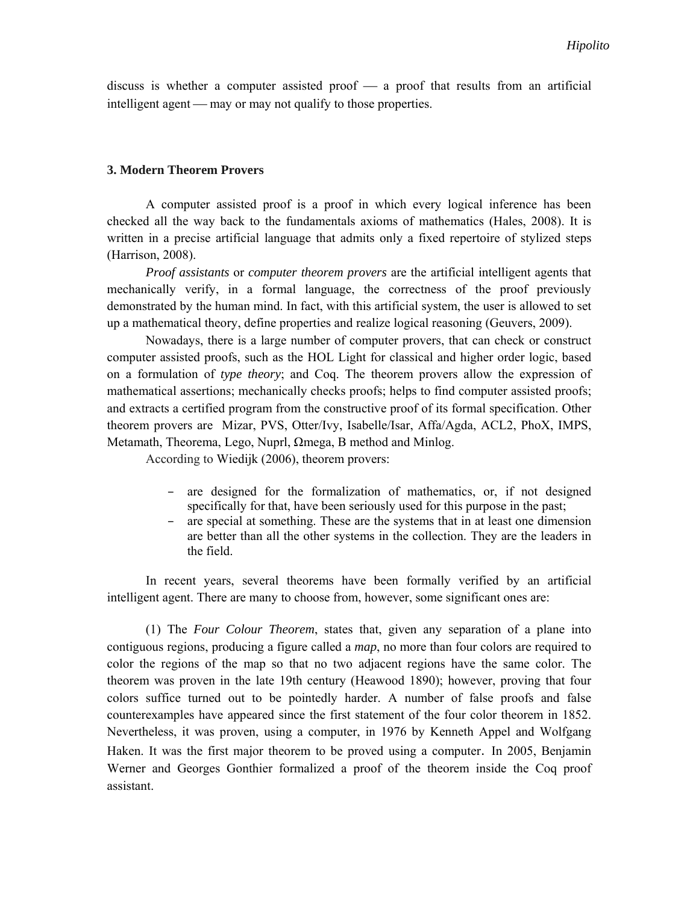discuss is whether a computer assisted proof — a proof that results from an artificial intelligent agent — may or may not qualify to those properties.

### 3. Modern Theorem Provers

A computer assisted proof is a proof in which every logical inference has been checked all the way back to the fundamentals axioms of mathematics (Hales, 2008). It is written in a precise artificial language that admits only a fixed repertoire of stylized steps (Harrison, 2008).

*Proof assistants* or *computer theorem provers* are the artificial intelligent agents that mechanically verify, in a formal language, the correctness of the proof previously demonstrated by the human mind. In fact, with this artificial system, the user is allowed to set up a mathematical theory, define properties and realize logical reasoning (Geuvers, 2009).

Nowadays, there is a large number of computer provers, that can check or construct computer assisted proofs, such as the HOL Light for classical and higher order logic, based on a formulation of *type theory*; and Coq. The theorem provers allow the expression of mathematical assertions; mechanically checks proofs; helps to find computer assisted proofs; and extracts a certified program from the constructive proof of its formal specification. Other theorem provers are Mizar, PVS, Otter/Ivy, Isabelle/Isar, Affa/Agda, ACL2, PhoX, IMPS, Metamath, Theorema, Lego, Nuprl, Ωmega, B method and Minlog.

According to Wiedijk (2006), theorem provers:

- are designed for the formalization of mathematics, or, if not designed specifically for that, have been seriously used for this purpose in the past;
- are special at something. These are the systems that in at least one dimension are better than all the other systems in the collection. They are the leaders in the field.

In recent years, several theorems have been formally verified by an artificial intelligent agent. There are many to choose from, however, some significant ones are:

(1) The *Four Colour Theorem*, states that, given any separation of a plane into contiguous regions, producing a figure called a *map*, no more than four colors are required to color the regions of the map so that no two adjacent regions have the same color. The theorem was proven in the late 19th century (Heawood 1890); however, proving that four colors suffice turned out to be pointedly harder. A number of false proofs and false counterexamples have appeared since the first statement of the four color theorem in 1852. Nevertheless, it was proven, using a computer, in 1976 by Kenneth Appel and Wolfgang Haken. It was the first major theorem to be proved using a computer. In 2005, Benjamin Werner and Georges Gonthier formalized a proof of the theorem inside the Coq proof assistant.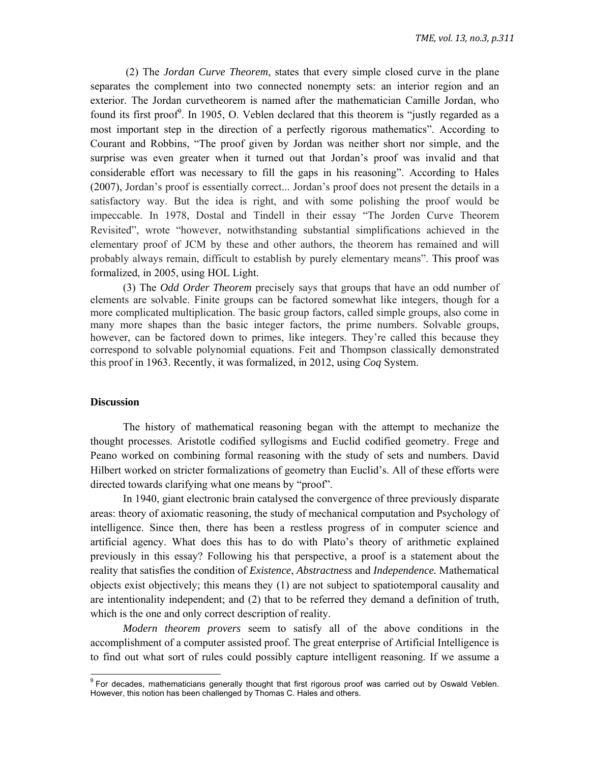(2) The *Jordan Curve Theorem*, states that every simple closed curve in the plane separates the complement into two connected nonempty sets: an interior region and an exterior. The Jordan curvetheorem is named after the mathematician Camille Jordan, who found its first proof[9]. In 1905, O. Veblen declared that this theorem is "justly regarded as a most important step in the direction of a perfectly rigorous mathematics". According to Courant and Robbins, "The proof given by Jordan was neither short nor simple, and the surprise was even greater when it turned out that Jordan's proof was invalid and that considerable effort was necessary to fill the gaps in his reasoning". According to Hales (2007), Jordan's proof is essentially correct... Jordan's proof does not present the details in a satisfactory way. But the idea is right, and with some polishing the proof would be impeccable. In 1978, Dostal and Tindell in their essay "The Jorden Curve Theorem Revisited", wrote "however, notwithstanding substantial simplifications achieved in the elementary proof of JCM by these and other authors, the theorem has remained and will probably always remain, difficult to establish by purely elementary means". This proof was formalized, in 2005, using HOL Light.

(3) The *Odd Order Theorem* precisely says that groups that have an odd number of elements are solvable. Finite groups can be factored somewhat like integers, though for a more complicated multiplication. The basic group factors, called simple groups, also come in many more shapes than the basic integer factors, the prime numbers. Solvable groups, however, can be factored down to primes, like integers. They're called this because they correspond to solvable polynomial equations. Feit and Thompson classically demonstrated this proof in 1963. Recently, it was formalized, in 2012, using *Coq* System.

## Discussion

The history of mathematical reasoning began with the attempt to mechanize the thought processes. Aristotle codified syllogisms and Euclid codified geometry. Frege and Peano worked on combining formal reasoning with the study of sets and numbers. David Hilbert worked on stricter formalizations of geometry than Euclid's. All of these efforts were directed towards clarifying what one means by "proof".

In 1940, giant electronic brain catalysed the convergence of three previously disparate areas: theory of axiomatic reasoning, the study of mechanical computation and Psychology of intelligence. Since then, there has been a restless progress of in computer science and artificial agency. What does this has to do with Plato's theory of arithmetic explained previously in this essay? Following his that perspective, a proof is a statement about the reality that satisfies the condition of *Existence*, *Abstractness* and *Independence.* Mathematical objects exist objectively; this means they (1) are not subject to spatiotemporal causality and are intentionality independent; and (2) that to be referred they demand a definition of truth, which is the one and only correct description of reality.

*Modern theorem provers* seem to satisfy all of the above conditions in the accomplishment of a computer assisted proof. The great enterprise of Artificial Intelligence is to find out what sort of rules could possibly capture intelligent reasoning. If we assume a

[9] For decades, mathematicians generally thought that first rigorous proof was carried out by Oswald Veblen. However, this notion has been challenged by Thomas C. Hales and others.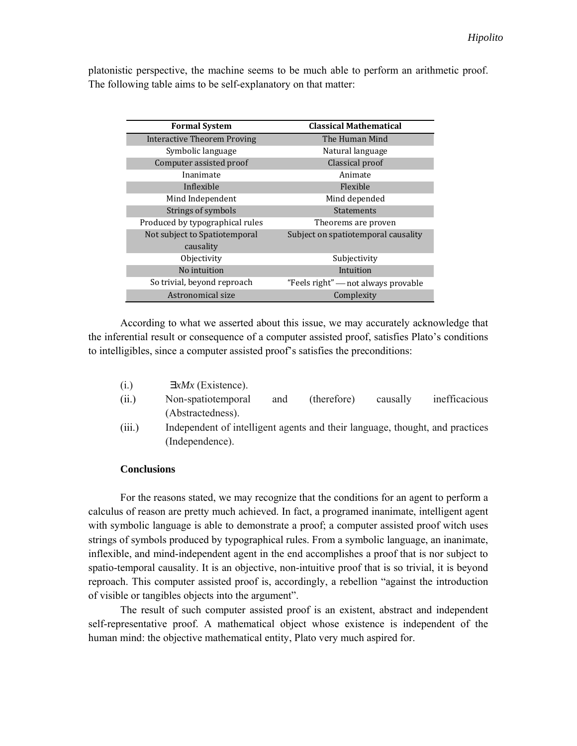platonistic perspective, the machine seems to be much able to perform an arithmetic proof. The following table aims to be self-explanatory on that matter:

| Formal System | Classical Mathematical |
|---|---|
| Interactive Theorem Proving | The Human Mind |
| Symbolic language | Natural language |
| Computer assisted proof | Classical proof |
| Inanimate | Animate |
| Inflexible | Flexible |
| Mind Independent | Mind depended |
| Strings of symbols | Statements |
| Produced by typographical rules | Theorems are proven |
| Not subject to Spatiotemporal causality | Subject on spatiotemporal causality |
| Objectivity | Subjectivity |
| No intuition | Intuition |
| So trivial, beyond reproach | "Feels right" — not always provable |
| Astronomical size | Complexity |

According to what we asserted about this issue, we may accurately acknowledge that the inferential result or consequence of a computer assisted proof, satisfies Plato's conditions to intelligibles, since a computer assisted proof's satisfies the preconditions:

(i.) $\exists x Mx$ (Existence).

(ii.) Non-spatiotemporal and (therefore) causally inefficacious (Abstractedness).

(iii.) Independent of intelligent agents and their language, thought, and practices (Independence).

**Conclusions**

For the reasons stated, we may recognize that the conditions for an agent to perform a calculus of reason are pretty much achieved. In fact, a programed inanimate, intelligent agent with symbolic language is able to demonstrate a proof; a computer assisted proof witch uses strings of symbols produced by typographical rules. From a symbolic language, an inanimate, inflexible, and mind-independent agent in the end accomplishes a proof that is nor subject to spatio-temporal causality. It is an objective, non-intuitive proof that is so trivial, it is beyond reproach. This computer assisted proof is, accordingly, a rebellion "against the introduction of visible or tangibles objects into the argument".

The result of such computer assisted proof is an existent, abstract and independent self-representative proof. A mathematical object whose existence is independent of the human mind: the objective mathematical entity, Plato very much aspired for.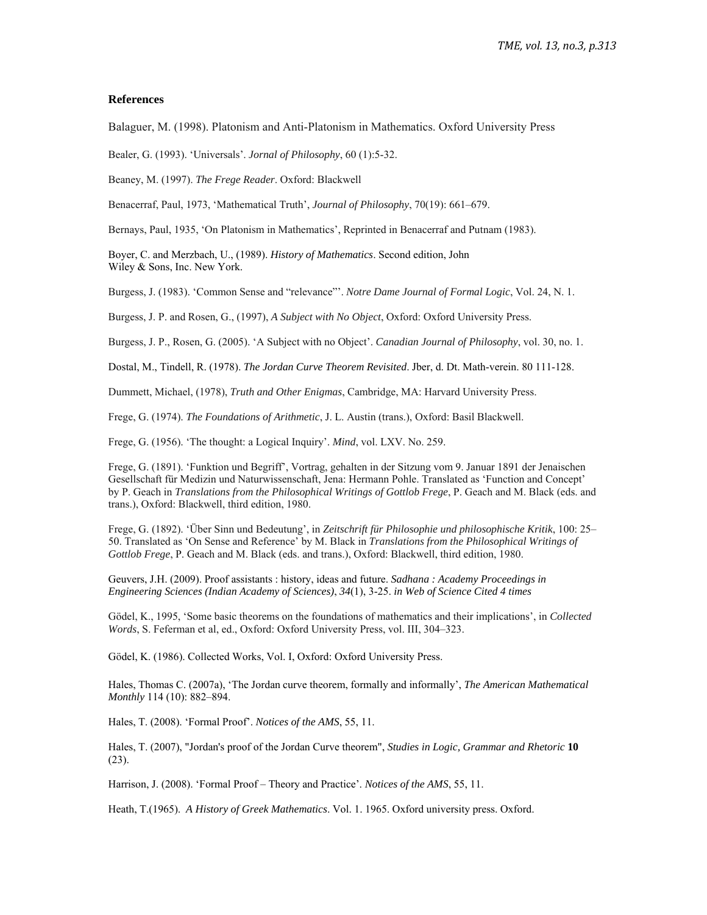### References

Balaguer, M. (1998). Platonism and Anti-Platonism in Mathematics. Oxford University Press

Bealer, G. (1993). 'Universals'. *Jornal of Philosophy*, 60 (1):5-32.

Beaney, M. (1997). *The Frege Reader*. Oxford: Blackwell

Benacerraf, Paul, 1973, 'Mathematical Truth', *Journal of Philosophy*, 70(19): 661–679.

Bernays, Paul, 1935, 'On Platonism in Mathematics', Reprinted in Benacerraf and Putnam (1983).

Boyer, C. and Merzbach, U., (1989). *History of Mathematics*. Second edition, John Wiley & Sons, Inc. New York.

Burgess, J. (1983). 'Common Sense and "relevance"'. *Notre Dame Journal of Formal Logic*, Vol. 24, N. 1.

Burgess, J. P. and Rosen, G., (1997), *A Subject with No Object*, Oxford: Oxford University Press.

Burgess, J. P., Rosen, G. (2005). 'A Subject with no Object'. *Canadian Journal of Philosophy*, vol. 30, no. 1.

Dostal, M., Tindell, R. (1978). *The Jordan Curve Theorem Revisited*. Jber, d. Dt. Math-verein. 80 111-128.

Dummett, Michael, (1978), *Truth and Other Enigmas*, Cambridge, MA: Harvard University Press.

Frege, G. (1974). *The Foundations of Arithmetic*, J. L. Austin (trans.), Oxford: Basil Blackwell.

Frege, G. (1956). 'The thought: a Logical Inquiry'. *Mind*, vol. LXV. No. 259.

Frege, G. (1891). 'Funktion und Begriff', Vortrag, gehalten in der Sitzung vom 9. Januar 1891 der Jenaischen Gesellschaft für Medizin und Naturwissenschaft, Jena: Hermann Pohle. Translated as 'Function and Concept' by P. Geach in *Translations from the Philosophical Writings of Gottlob Frege*, P. Geach and M. Black (eds. and trans.), Oxford: Blackwell, third edition, 1980.

Frege, G. (1892). 'Über Sinn und Bedeutung', in *Zeitschrift für Philosophie und philosophische Kritik*, 100: 25–50. Translated as 'On Sense and Reference' by M. Black in *Translations from the Philosophical Writings of Gottlob Frege*, P. Geach and M. Black (eds. and trans.), Oxford: Blackwell, third edition, 1980.

Geuvers, J.H. (2009). Proof assistants : history, ideas and future. *Sadhana : Academy Proceedings in Engineering Sciences (Indian Academy of Sciences)*, *34*(1), 3-25. *in Web of Science Cited 4 times*

Gödel, K., 1995, 'Some basic theorems on the foundations of mathematics and their implications', in *Collected Words*, S. Feferman et al, ed., Oxford: Oxford University Press, vol. III, 304–323.

Gödel, K. (1986). Collected Works, Vol. I, Oxford: Oxford University Press.

Hales, Thomas C. (2007a), 'The Jordan curve theorem, formally and informally', *The American Mathematical Monthly* 114 (10): 882–894.

Hales, T. (2008). 'Formal Proof'. *Notices of the AMS*, 55, 11.

Hales, T. (2007), "Jordan's proof of the Jordan Curve theorem", *Studies in Logic, Grammar and Rhetoric* **10** (23).

Harrison, J. (2008). 'Formal Proof – Theory and Practice'. *Notices of the AMS*, 55, 11.

Heath, T.(1965). *A History of Greek Mathematics*. Vol. 1. 1965. Oxford university press. Oxford.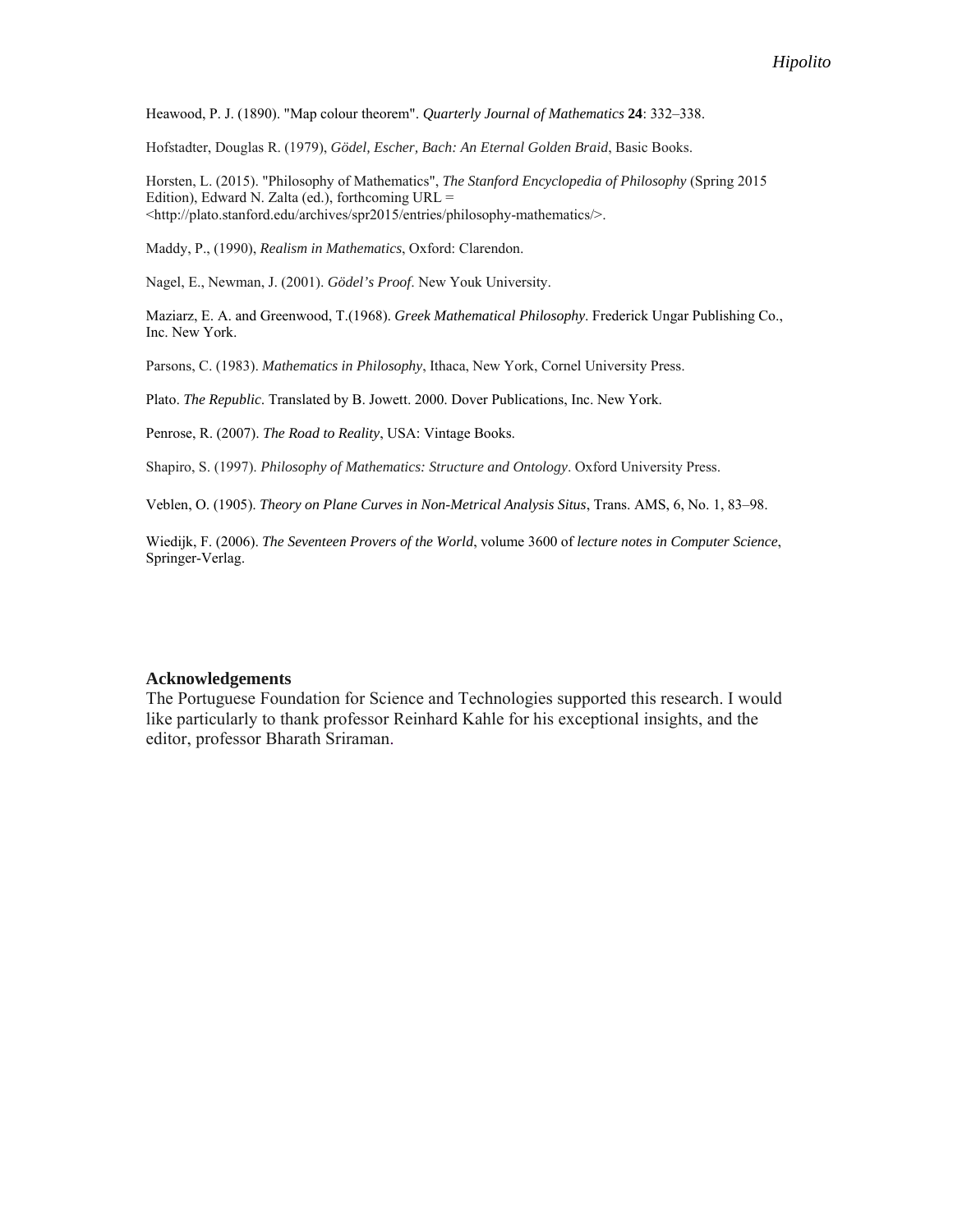Heawood, P. J. (1890). "Map colour theorem". *Quarterly Journal of Mathematics* **24**: 332–338.

Hofstadter, Douglas R. (1979), *Gödel, Escher, Bach: An Eternal Golden Braid*, Basic Books.

Horsten, L. (2015). "Philosophy of Mathematics", *The Stanford Encyclopedia of Philosophy* (Spring 2015 Edition), Edward N. Zalta (ed.), forthcoming URL = <http://plato.stanford.edu/archives/spr2015/entries/philosophy-mathematics/>.

Maddy, P., (1990), *Realism in Mathematics*, Oxford: Clarendon.

Nagel, E., Newman, J. (2001). *Gödel's Proof*. New Youk University.

Maziarz, E. A. and Greenwood, T.(1968). *Greek Mathematical Philosophy*. Frederick Ungar Publishing Co., Inc. New York.

Parsons, C. (1983). *Mathematics in Philosophy*, Ithaca, New York, Cornel University Press.

Plato. *The Republic*. Translated by B. Jowett. 2000. Dover Publications, Inc. New York.

Penrose, R. (2007). *The Road to Reality*, USA: Vintage Books.

Shapiro, S. (1997). *Philosophy of Mathematics: Structure and Ontology*. Oxford University Press.

Veblen, O. (1905). *Theory on Plane Curves in Non-Metrical Analysis Situs*, Trans. AMS, 6, No. 1, 83–98.

Wiedijk, F. (2006). *The Seventeen Provers of the World*, volume 3600 of *lecture notes in Computer Science*, Springer-Verlag.

**Acknowledgements**

The Portuguese Foundation for Science and Technologies supported this research. I would like particularly to thank professor Reinhard Kahle for his exceptional insights, and the editor, professor Bharath Sriraman.